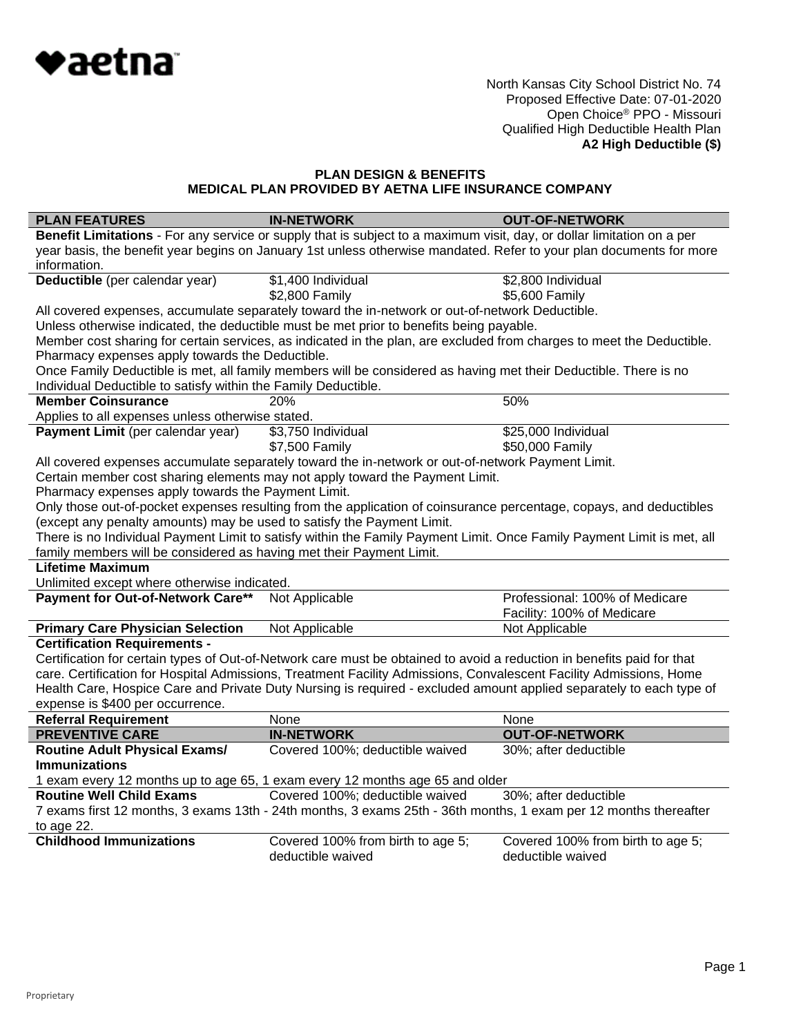aetna™

North Kansas City School District No. 74
Proposed Effective Date: 07-01-2020
Open Choice® PPO - Missouri
Qualified High Deductible Health Plan
**A2 High Deductible ($)**

## PLAN DESIGN & BENEFITS
## MEDICAL PLAN PROVIDED BY AETNA LIFE INSURANCE COMPANY

| PLAN FEATURES | IN-NETWORK | OUT-OF-NETWORK |
|---|---|---|
| **Benefit Limitations** - For any service or supply that is subject to a maximum visit, day, or dollar limitation on a per year basis, the benefit year begins on January 1st unless otherwise mandated. Refer to your plan documents for more information. | | |
| **Deductible** (per calendar year) | $1,400 Individual<br>$2,800 Family | $2,800 Individual<br>$5,600 Family |
| All covered expenses, accumulate separately toward the in-network or out-of-network Deductible.<br>Unless otherwise indicated, the deductible must be met prior to benefits being payable.<br>Member cost sharing for certain services, as indicated in the plan, are excluded from charges to meet the Deductible.<br>Pharmacy expenses apply towards the Deductible.<br>Once Family Deductible is met, all family members will be considered as having met their Deductible. There is no Individual Deductible to satisfy within the Family Deductible. | | |
| **Member Coinsurance** | 20% | 50% |
| Applies to all expenses unless otherwise stated. | | |
| **Payment Limit** (per calendar year) | $3,750 Individual<br>$7,500 Family | $25,000 Individual<br>$50,000 Family |
| All covered expenses accumulate separately toward the in-network or out-of-network Payment Limit.<br>Certain member cost sharing elements may not apply toward the Payment Limit.<br>Pharmacy expenses apply towards the Payment Limit.<br>Only those out-of-pocket expenses resulting from the application of coinsurance percentage, copays, and deductibles (except any penalty amounts) may be used to satisfy the Payment Limit.<br>There is no Individual Payment Limit to satisfy within the Family Payment Limit. Once Family Payment Limit is met, all family members will be considered as having met their Payment Limit. | | |
| **Lifetime Maximum** | | |
| Unlimited except where otherwise indicated. | | |
| **Payment for Out-of-Network Care**** | Not Applicable | Professional: 100% of Medicare<br>Facility: 100% of Medicare |
| **Primary Care Physician Selection** | Not Applicable | Not Applicable |
| **Certification Requirements -** | | |
| Certification for certain types of Out-of-Network care must be obtained to avoid a reduction in benefits paid for that care. Certification for Hospital Admissions, Treatment Facility Admissions, Convalescent Facility Admissions, Home Health Care, Hospice Care and Private Duty Nursing is required - excluded amount applied separately to each type of expense is $400 per occurrence. | | |
| **Referral Requirement** | None | None |
| **PREVENTIVE CARE** | **IN-NETWORK** | **OUT-OF-NETWORK** |
| **Routine Adult Physical Exams/ Immunizations** | Covered 100%; deductible waived | 30%; after deductible |
| 1 exam every 12 months up to age 65, 1 exam every 12 months age 65 and older | | |
| **Routine Well Child Exams** | Covered 100%; deductible waived | 30%; after deductible |
| 7 exams first 12 months, 3 exams 13th - 24th months, 3 exams 25th - 36th months, 1 exam per 12 months thereafter to age 22. | | |
| **Childhood Immunizations** | Covered 100% from birth to age 5; deductible waived | Covered 100% from birth to age 5; deductible waived |

Proprietary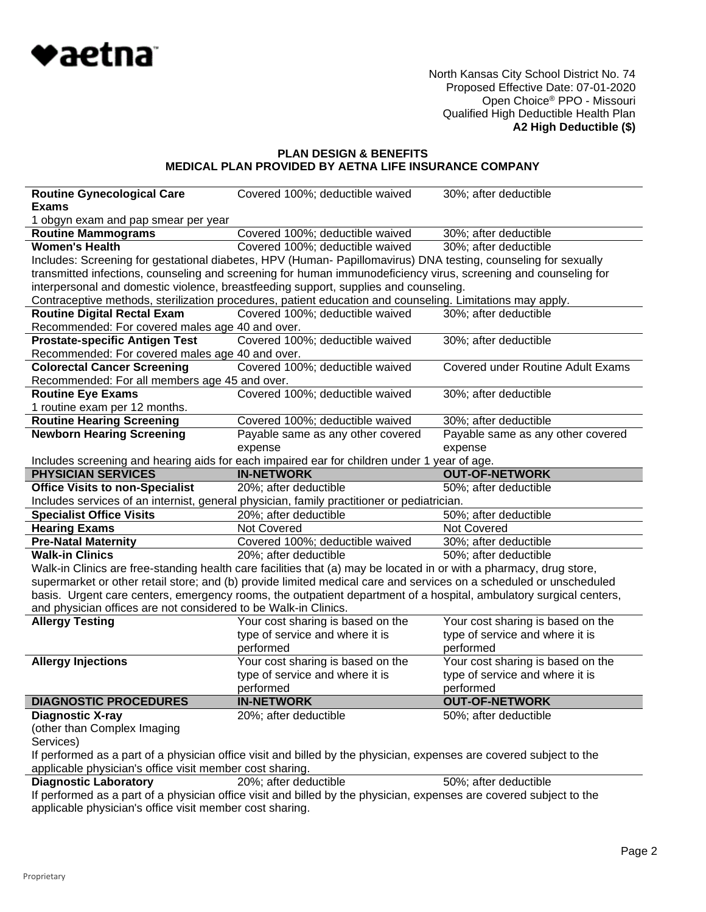North Kansas City School District No. 74
Proposed Effective Date: 07-01-2020
Open Choice® PPO - Missouri
Qualified High Deductible Health Plan
**A2 High Deductible ($)**

## PLAN DESIGN & BENEFITS
## MEDICAL PLAN PROVIDED BY AETNA LIFE INSURANCE COMPANY

| | | |
|---|---|---|
| **Routine Gynecological Care Exams** | Covered 100%; deductible waived | 30%; after deductible |
| 1 obgyn exam and pap smear per year | | |
| **Routine Mammograms** | Covered 100%; deductible waived | 30%; after deductible |
| **Women's Health** | Covered 100%; deductible waived | 30%; after deductible |
| Includes: Screening for gestational diabetes, HPV (Human- Papillomavirus) DNA testing, counseling for sexually transmitted infections, counseling and screening for human immunodeficiency virus, screening and counseling for interpersonal and domestic violence, breastfeeding support, supplies and counseling. Contraceptive methods, sterilization procedures, patient education and counseling. Limitations may apply. | | |
| **Routine Digital Rectal Exam** | Covered 100%; deductible waived | 30%; after deductible |
| Recommended: For covered males age 40 and over. | | |
| **Prostate-specific Antigen Test** | Covered 100%; deductible waived | 30%; after deductible |
| Recommended: For covered males age 40 and over. | | |
| **Colorectal Cancer Screening** | Covered 100%; deductible waived | Covered under Routine Adult Exams |
| Recommended: For all members age 45 and over. | | |
| **Routine Eye Exams** | Covered 100%; deductible waived | 30%; after deductible |
| 1 routine exam per 12 months. | | |
| **Routine Hearing Screening** | Covered 100%; deductible waived | 30%; after deductible |
| **Newborn Hearing Screening** | Payable same as any other covered expense | Payable same as any other covered expense |
| Includes screening and hearing aids for each impaired ear for children under 1 year of age. | | |
| **PHYSICIAN SERVICES** | **IN-NETWORK** | **OUT-OF-NETWORK** |
| **Office Visits to non-Specialist** | 20%; after deductible | 50%; after deductible |
| Includes services of an internist, general physician, family practitioner or pediatrician. | | |
| **Specialist Office Visits** | 20%; after deductible | 50%; after deductible |
| **Hearing Exams** | Not Covered | Not Covered |
| **Pre-Natal Maternity** | Covered 100%; deductible waived | 30%; after deductible |
| **Walk-in Clinics** | 20%; after deductible | 50%; after deductible |
| Walk-in Clinics are free-standing health care facilities that (a) may be located in or with a pharmacy, drug store, supermarket or other retail store; and (b) provide limited medical care and services on a scheduled or unscheduled basis. Urgent care centers, emergency rooms, the outpatient department of a hospital, ambulatory surgical centers, and physician offices are not considered to be Walk-in Clinics. | | |
| **Allergy Testing** | Your cost sharing is based on the type of service and where it is performed | Your cost sharing is based on the type of service and where it is performed |
| **Allergy Injections** | Your cost sharing is based on the type of service and where it is performed | Your cost sharing is based on the type of service and where it is performed |
| **DIAGNOSTIC PROCEDURES** | **IN-NETWORK** | **OUT-OF-NETWORK** |
| **Diagnostic X-ray** (other than Complex Imaging Services) | 20%; after deductible | 50%; after deductible |
| If performed as a part of a physician office visit and billed by the physician, expenses are covered subject to the applicable physician's office visit member cost sharing. | | |
| **Diagnostic Laboratory** | 20%; after deductible | 50%; after deductible |
| If performed as a part of a physician office visit and billed by the physician, expenses are covered subject to the applicable physician's office visit member cost sharing. | | |

Proprietary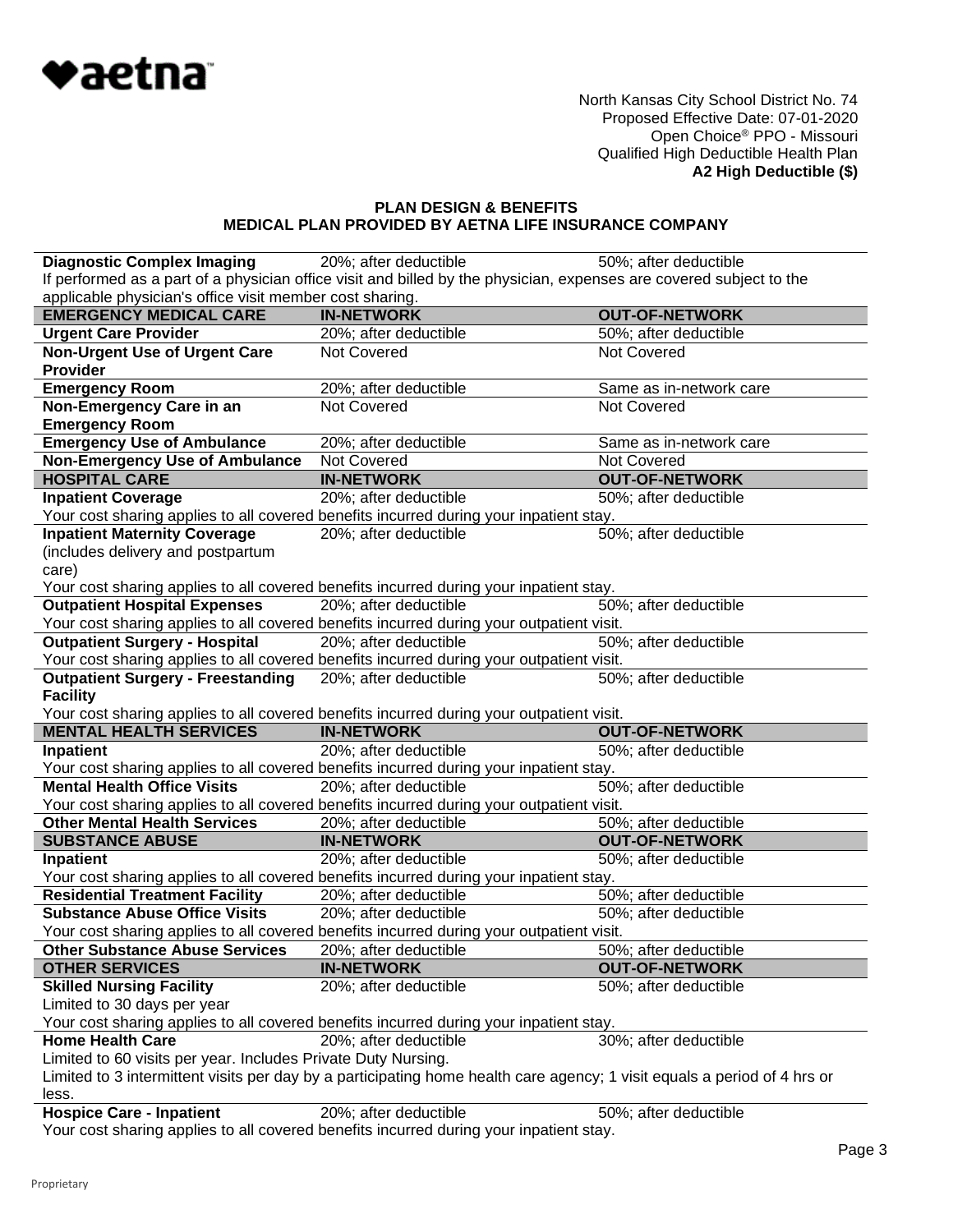North Kansas City School District No. 74
Proposed Effective Date: 07-01-2020
Open Choice® PPO - Missouri
Qualified High Deductible Health Plan
**A2 High Deductible ($)**

## PLAN DESIGN & BENEFITS
## MEDICAL PLAN PROVIDED BY AETNA LIFE INSURANCE COMPANY

| | | |
|---|---|---|
| **Diagnostic Complex Imaging** | 20%; after deductible | 50%; after deductible |
| If performed as a part of a physician office visit and billed by the physician, expenses are covered subject to the applicable physician's office visit member cost sharing. | | |
| **EMERGENCY MEDICAL CARE** | **IN-NETWORK** | **OUT-OF-NETWORK** |
| **Urgent Care Provider** | 20%; after deductible | 50%; after deductible |
| **Non-Urgent Use of Urgent Care Provider** | Not Covered | Not Covered |
| **Emergency Room** | 20%; after deductible | Same as in-network care |
| **Non-Emergency Care in an Emergency Room** | Not Covered | Not Covered |
| **Emergency Use of Ambulance** | 20%; after deductible | Same as in-network care |
| **Non-Emergency Use of Ambulance** | Not Covered | Not Covered |
| **HOSPITAL CARE** | **IN-NETWORK** | **OUT-OF-NETWORK** |
| **Inpatient Coverage** | 20%; after deductible | 50%; after deductible |
| Your cost sharing applies to all covered benefits incurred during your inpatient stay. | | |
| **Inpatient Maternity Coverage** (includes delivery and postpartum care) | 20%; after deductible | 50%; after deductible |
| Your cost sharing applies to all covered benefits incurred during your inpatient stay. | | |
| **Outpatient Hospital Expenses** | 20%; after deductible | 50%; after deductible |
| Your cost sharing applies to all covered benefits incurred during your outpatient visit. | | |
| **Outpatient Surgery - Hospital** | 20%; after deductible | 50%; after deductible |
| Your cost sharing applies to all covered benefits incurred during your outpatient visit. | | |
| **Outpatient Surgery - Freestanding Facility** | 20%; after deductible | 50%; after deductible |
| Your cost sharing applies to all covered benefits incurred during your outpatient visit. | | |
| **MENTAL HEALTH SERVICES** | **IN-NETWORK** | **OUT-OF-NETWORK** |
| **Inpatient** | 20%; after deductible | 50%; after deductible |
| Your cost sharing applies to all covered benefits incurred during your inpatient stay. | | |
| **Mental Health Office Visits** | 20%; after deductible | 50%; after deductible |
| Your cost sharing applies to all covered benefits incurred during your outpatient visit. | | |
| **Other Mental Health Services** | 20%; after deductible | 50%; after deductible |
| **SUBSTANCE ABUSE** | **IN-NETWORK** | **OUT-OF-NETWORK** |
| **Inpatient** | 20%; after deductible | 50%; after deductible |
| Your cost sharing applies to all covered benefits incurred during your inpatient stay. | | |
| **Residential Treatment Facility** | 20%; after deductible | 50%; after deductible |
| **Substance Abuse Office Visits** | 20%; after deductible | 50%; after deductible |
| Your cost sharing applies to all covered benefits incurred during your outpatient visit. | | |
| **Other Substance Abuse Services** | 20%; after deductible | 50%; after deductible |
| **OTHER SERVICES** | **IN-NETWORK** | **OUT-OF-NETWORK** |
| **Skilled Nursing Facility** Limited to 30 days per year | 20%; after deductible | 50%; after deductible |
| Your cost sharing applies to all covered benefits incurred during your inpatient stay. | | |
| **Home Health Care** Limited to 60 visits per year. Includes Private Duty Nursing. | 20%; after deductible | 30%; after deductible |
| Limited to 3 intermittent visits per day by a participating home health care agency; 1 visit equals a period of 4 hrs or less. | | |
| **Hospice Care - Inpatient** | 20%; after deductible | 50%; after deductible |
| Your cost sharing applies to all covered benefits incurred during your inpatient stay. | | |

Proprietary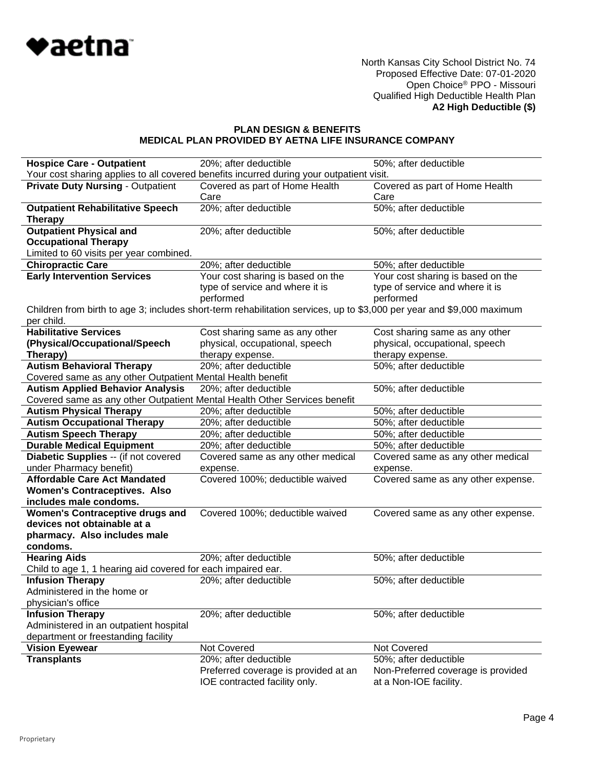North Kansas City School District No. 74
Proposed Effective Date: 07-01-2020
Open Choice® PPO - Missouri
Qualified High Deductible Health Plan
**A2 High Deductible ($)**

## PLAN DESIGN & BENEFITS
## MEDICAL PLAN PROVIDED BY AETNA LIFE INSURANCE COMPANY

| | | |
|---|---|---|
| **Hospice Care - Outpatient** | 20%; after deductible | 50%; after deductible |
| Your cost sharing applies to all covered benefits incurred during your outpatient visit. | | |
| **Private Duty Nursing** - Outpatient | Covered as part of Home Health Care | Covered as part of Home Health Care |
| **Outpatient Rehabilitative Speech Therapy** | 20%; after deductible | 50%; after deductible |
| **Outpatient Physical and Occupational Therapy** Limited to 60 visits per year combined. | 20%; after deductible | 50%; after deductible |
| **Chiropractic Care** | 20%; after deductible | 50%; after deductible |
| **Early Intervention Services** | Your cost sharing is based on the type of service and where it is performed | Your cost sharing is based on the type of service and where it is performed |
| Children from birth to age 3; includes short-term rehabilitation services, up to $3,000 per year and $9,000 maximum per child. | | |
| **Habilitative Services (Physical/Occupational/Speech Therapy)** | Cost sharing same as any other physical, occupational, speech therapy expense. | Cost sharing same as any other physical, occupational, speech therapy expense. |
| **Autism Behavioral Therapy** | 20%; after deductible | 50%; after deductible |
| Covered same as any other Outpatient Mental Health benefit | | |
| **Autism Applied Behavior Analysis** | 20%; after deductible | 50%; after deductible |
| Covered same as any other Outpatient Mental Health Other Services benefit | | |
| **Autism Physical Therapy** | 20%; after deductible | 50%; after deductible |
| **Autism Occupational Therapy** | 20%; after deductible | 50%; after deductible |
| **Autism Speech Therapy** | 20%; after deductible | 50%; after deductible |
| **Durable Medical Equipment** | 20%; after deductible | 50%; after deductible |
| **Diabetic Supplies** -- (if not covered under Pharmacy benefit) | Covered same as any other medical expense. | Covered same as any other medical expense. |
| **Affordable Care Act Mandated Women's Contraceptives. Also includes male condoms.** | Covered 100%; deductible waived | Covered same as any other expense. |
| **Women's Contraceptive drugs and devices not obtainable at a pharmacy. Also includes male condoms.** | Covered 100%; deductible waived | Covered same as any other expense. |
| **Hearing Aids** | 20%; after deductible | 50%; after deductible |
| Child to age 1, 1 hearing aid covered for each impaired ear. | | |
| **Infusion Therapy** Administered in the home or physician's office | 20%; after deductible | 50%; after deductible |
| **Infusion Therapy** Administered in an outpatient hospital department or freestanding facility | 20%; after deductible | 50%; after deductible |
| **Vision Eyewear** | Not Covered | Not Covered |
| **Transplants** | 20%; after deductible Preferred coverage is provided at an IOE contracted facility only. | 50%; after deductible Non-Preferred coverage is provided at a Non-IOE facility. |

Proprietary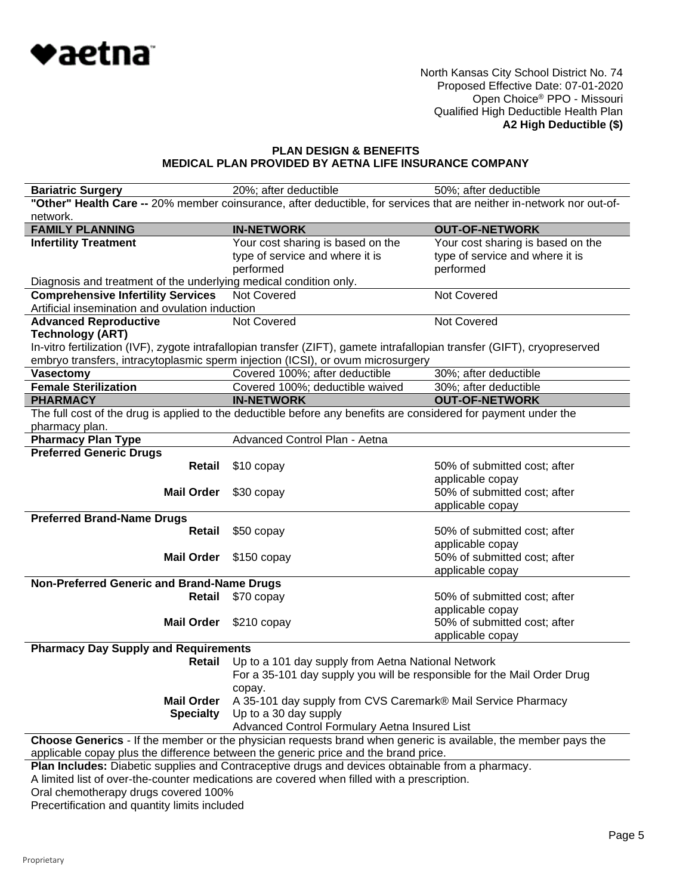North Kansas City School District No. 74
Proposed Effective Date: 07-01-2020
Open Choice® PPO - Missouri
Qualified High Deductible Health Plan
**A2 High Deductible ($)**

## PLAN DESIGN & BENEFITS
## MEDICAL PLAN PROVIDED BY AETNA LIFE INSURANCE COMPANY

| | | |
|---|---|---|
| **Bariatric Surgery** | 20%; after deductible | 50%; after deductible |
| **"Other" Health Care --** 20% member coinsurance, after deductible, for services that are neither in-network nor out-of-network. | | |
| **FAMILY PLANNING** | **IN-NETWORK** | **OUT-OF-NETWORK** |
| **Infertility Treatment** | Your cost sharing is based on the type of service and where it is performed | Your cost sharing is based on the type of service and where it is performed |
| Diagnosis and treatment of the underlying medical condition only. | | |
| **Comprehensive Infertility Services** | Not Covered | Not Covered |
| Artificial insemination and ovulation induction | | |
| **Advanced Reproductive Technology (ART)** | Not Covered | Not Covered |
| In-vitro fertilization (IVF), zygote intrafallopian transfer (ZIFT), gamete intrafallopian transfer (GIFT), cryopreserved embryo transfers, intracytoplasmic sperm injection (ICSI), or ovum microsurgery | | |
| **Vasectomy** | Covered 100%; after deductible | 30%; after deductible |
| **Female Sterilization** | Covered 100%; deductible waived | 30%; after deductible |
| **PHARMACY** | **IN-NETWORK** | **OUT-OF-NETWORK** |
| The full cost of the drug is applied to the deductible before any benefits are considered for payment under the pharmacy plan. | | |
| **Pharmacy Plan Type** | Advanced Control Plan - Aetna | |
| **Preferred Generic Drugs** | | |
| **Retail** | $10 copay | 50% of submitted cost; after applicable copay |
| **Mail Order** | $30 copay | 50% of submitted cost; after applicable copay |
| **Preferred Brand-Name Drugs** | | |
| **Retail** | $50 copay | 50% of submitted cost; after applicable copay |
| **Mail Order** | $150 copay | 50% of submitted cost; after applicable copay |
| **Non-Preferred Generic and Brand-Name Drugs** | | |
| **Retail** | $70 copay | 50% of submitted cost; after applicable copay |
| **Mail Order** | $210 copay | 50% of submitted cost; after applicable copay |
| **Pharmacy Day Supply and Requirements** | | |
| **Retail** | Up to a 101 day supply from Aetna National Network<br>For a 35-101 day supply you will be responsible for the Mail Order Drug copay. | |
| **Mail Order** | A 35-101 day supply from CVS Caremark® Mail Service Pharmacy | |
| **Specialty** | Up to a 30 day supply<br>Advanced Control Formulary Aetna Insured List | |

**Choose Generics** - If the member or the physician requests brand when generic is available, the member pays the applicable copay plus the difference between the generic price and the brand price.

**Plan Includes:** Diabetic supplies and Contraceptive drugs and devices obtainable from a pharmacy.
A limited list of over-the-counter medications are covered when filled with a prescription.
Oral chemotherapy drugs covered 100%
Precertification and quantity limits included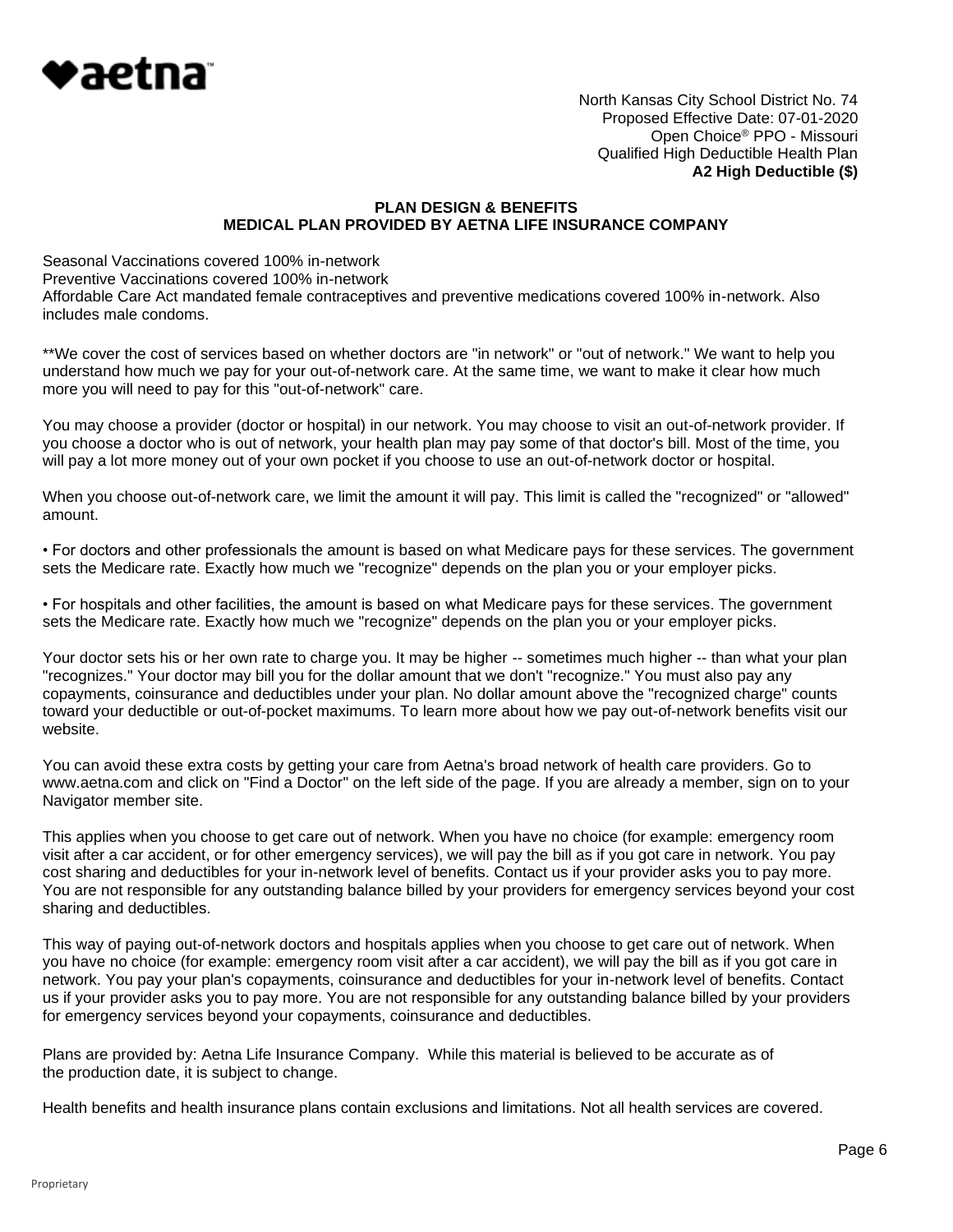North Kansas City School District No. 74
Proposed Effective Date: 07-01-2020
Open Choice® PPO - Missouri
Qualified High Deductible Health Plan
**A2 High Deductible ($)**

## PLAN DESIGN & BENEFITS
## MEDICAL PLAN PROVIDED BY AETNA LIFE INSURANCE COMPANY

Seasonal Vaccinations covered 100% in-network
Preventive Vaccinations covered 100% in-network
Affordable Care Act mandated female contraceptives and preventive medications covered 100% in-network. Also includes male condoms.

**We cover the cost of services based on whether doctors are "in network" or "out of network." We want to help you understand how much we pay for your out-of-network care. At the same time, we want to make it clear how much more you will need to pay for this "out-of-network" care.

You may choose a provider (doctor or hospital) in our network. You may choose to visit an out-of-network provider. If you choose a doctor who is out of network, your health plan may pay some of that doctor's bill. Most of the time, you will pay a lot more money out of your own pocket if you choose to use an out-of-network doctor or hospital.

When you choose out-of-network care, we limit the amount it will pay. This limit is called the "recognized" or "allowed" amount.

- For doctors and other professionals the amount is based on what Medicare pays for these services. The government sets the Medicare rate. Exactly how much we "recognize" depends on the plan you or your employer picks.

- For hospitals and other facilities, the amount is based on what Medicare pays for these services. The government sets the Medicare rate. Exactly how much we "recognize" depends on the plan you or your employer picks.

Your doctor sets his or her own rate to charge you. It may be higher -- sometimes much higher -- than what your plan "recognizes." Your doctor may bill you for the dollar amount that we don't "recognize." You must also pay any copayments, coinsurance and deductibles under your plan. No dollar amount above the "recognized charge" counts toward your deductible or out-of-pocket maximums. To learn more about how we pay out-of-network benefits visit our website.

You can avoid these extra costs by getting your care from Aetna's broad network of health care providers. Go to www.aetna.com and click on "Find a Doctor" on the left side of the page. If you are already a member, sign on to your Navigator member site.

This applies when you choose to get care out of network. When you have no choice (for example: emergency room visit after a car accident, or for other emergency services), we will pay the bill as if you got care in network. You pay cost sharing and deductibles for your in-network level of benefits. Contact us if your provider asks you to pay more. You are not responsible for any outstanding balance billed by your providers for emergency services beyond your cost sharing and deductibles.

This way of paying out-of-network doctors and hospitals applies when you choose to get care out of network. When you have no choice (for example: emergency room visit after a car accident), we will pay the bill as if you got care in network. You pay your plan's copayments, coinsurance and deductibles for your in-network level of benefits. Contact us if your provider asks you to pay more. You are not responsible for any outstanding balance billed by your providers for emergency services beyond your copayments, coinsurance and deductibles.

Plans are provided by: Aetna Life Insurance Company. While this material is believed to be accurate as of the production date, it is subject to change.

Health benefits and health insurance plans contain exclusions and limitations. Not all health services are covered.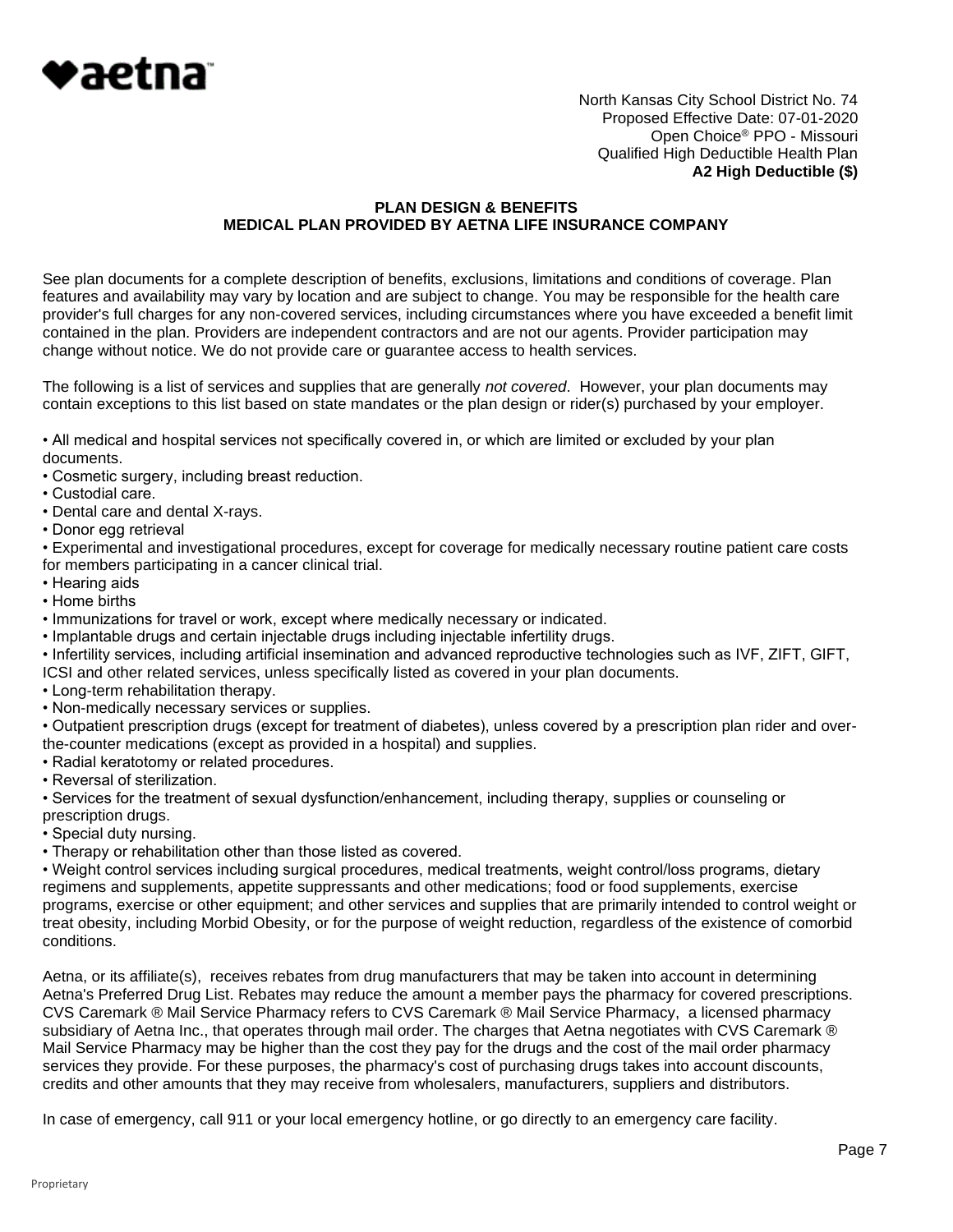North Kansas City School District No. 74
Proposed Effective Date: 07-01-2020
Open Choice® PPO - Missouri
Qualified High Deductible Health Plan
**A2 High Deductible ($)**

## PLAN DESIGN & BENEFITS
## MEDICAL PLAN PROVIDED BY AETNA LIFE INSURANCE COMPANY

See plan documents for a complete description of benefits, exclusions, limitations and conditions of coverage. Plan features and availability may vary by location and are subject to change. You may be responsible for the health care provider's full charges for any non-covered services, including circumstances where you have exceeded a benefit limit contained in the plan. Providers are independent contractors and are not our agents. Provider participation may change without notice. We do not provide care or guarantee access to health services.

The following is a list of services and supplies that are generally *not covered*. However, your plan documents may contain exceptions to this list based on state mandates or the plan design or rider(s) purchased by your employer.

- All medical and hospital services not specifically covered in, or which are limited or excluded by your plan documents.
- Cosmetic surgery, including breast reduction.
- Custodial care.
- Dental care and dental X-rays.
- Donor egg retrieval
- Experimental and investigational procedures, except for coverage for medically necessary routine patient care costs for members participating in a cancer clinical trial.
- Hearing aids
- Home births
- Immunizations for travel or work, except where medically necessary or indicated.
- Implantable drugs and certain injectable drugs including injectable infertility drugs.
- Infertility services, including artificial insemination and advanced reproductive technologies such as IVF, ZIFT, GIFT, ICSI and other related services, unless specifically listed as covered in your plan documents.
- Long-term rehabilitation therapy.
- Non-medically necessary services or supplies.
- Outpatient prescription drugs (except for treatment of diabetes), unless covered by a prescription plan rider and over-the-counter medications (except as provided in a hospital) and supplies.
- Radial keratotomy or related procedures.
- Reversal of sterilization.
- Services for the treatment of sexual dysfunction/enhancement, including therapy, supplies or counseling or prescription drugs.
- Special duty nursing.
- Therapy or rehabilitation other than those listed as covered.
- Weight control services including surgical procedures, medical treatments, weight control/loss programs, dietary regimens and supplements, appetite suppressants and other medications; food or food supplements, exercise programs, exercise or other equipment; and other services and supplies that are primarily intended to control weight or treat obesity, including Morbid Obesity, or for the purpose of weight reduction, regardless of the existence of comorbid conditions.

Aetna, or its affiliate(s), receives rebates from drug manufacturers that may be taken into account in determining Aetna's Preferred Drug List. Rebates may reduce the amount a member pays the pharmacy for covered prescriptions. CVS Caremark ® Mail Service Pharmacy refers to CVS Caremark ® Mail Service Pharmacy, a licensed pharmacy subsidiary of Aetna Inc., that operates through mail order. The charges that Aetna negotiates with CVS Caremark ® Mail Service Pharmacy may be higher than the cost they pay for the drugs and the cost of the mail order pharmacy services they provide. For these purposes, the pharmacy's cost of purchasing drugs takes into account discounts, credits and other amounts that they may receive from wholesalers, manufacturers, suppliers and distributors.

In case of emergency, call 911 or your local emergency hotline, or go directly to an emergency care facility.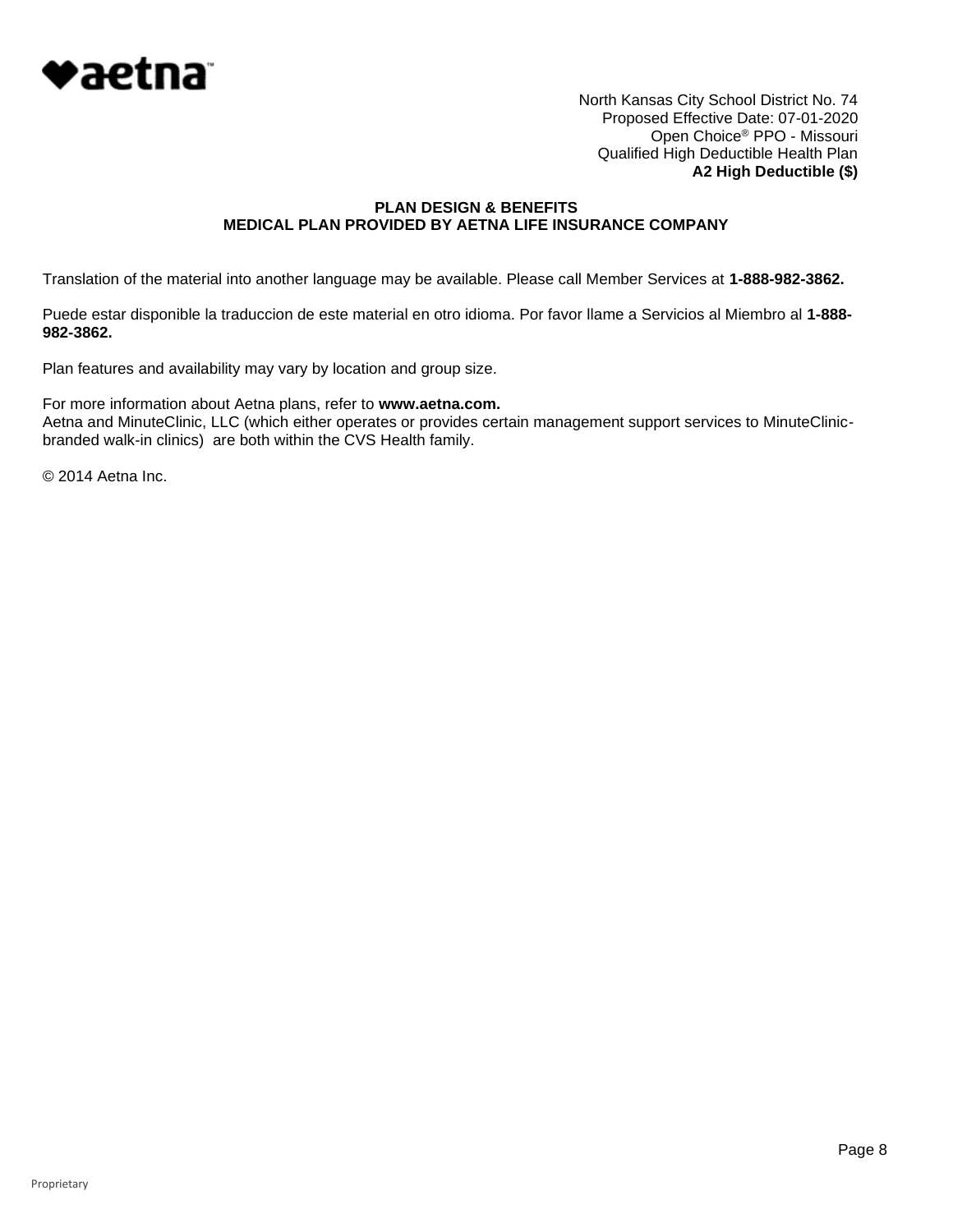North Kansas City School District No. 74
Proposed Effective Date: 07-01-2020
Open Choice® PPO - Missouri
Qualified High Deductible Health Plan
**A2 High Deductible ($)**

**PLAN DESIGN & BENEFITS**
**MEDICAL PLAN PROVIDED BY AETNA LIFE INSURANCE COMPANY**

Translation of the material into another language may be available. Please call Member Services at **1-888-982-3862.**

Puede estar disponible la traduccion de este material en otro idioma. Por favor llame a Servicios al Miembro al **1-888-982-3862.**

Plan features and availability may vary by location and group size.

For more information about Aetna plans, refer to **www.aetna.com.**
Aetna and MinuteClinic, LLC (which either operates or provides certain management support services to MinuteClinic-branded walk-in clinics) are both within the CVS Health family.

© 2014 Aetna Inc.

Proprietary